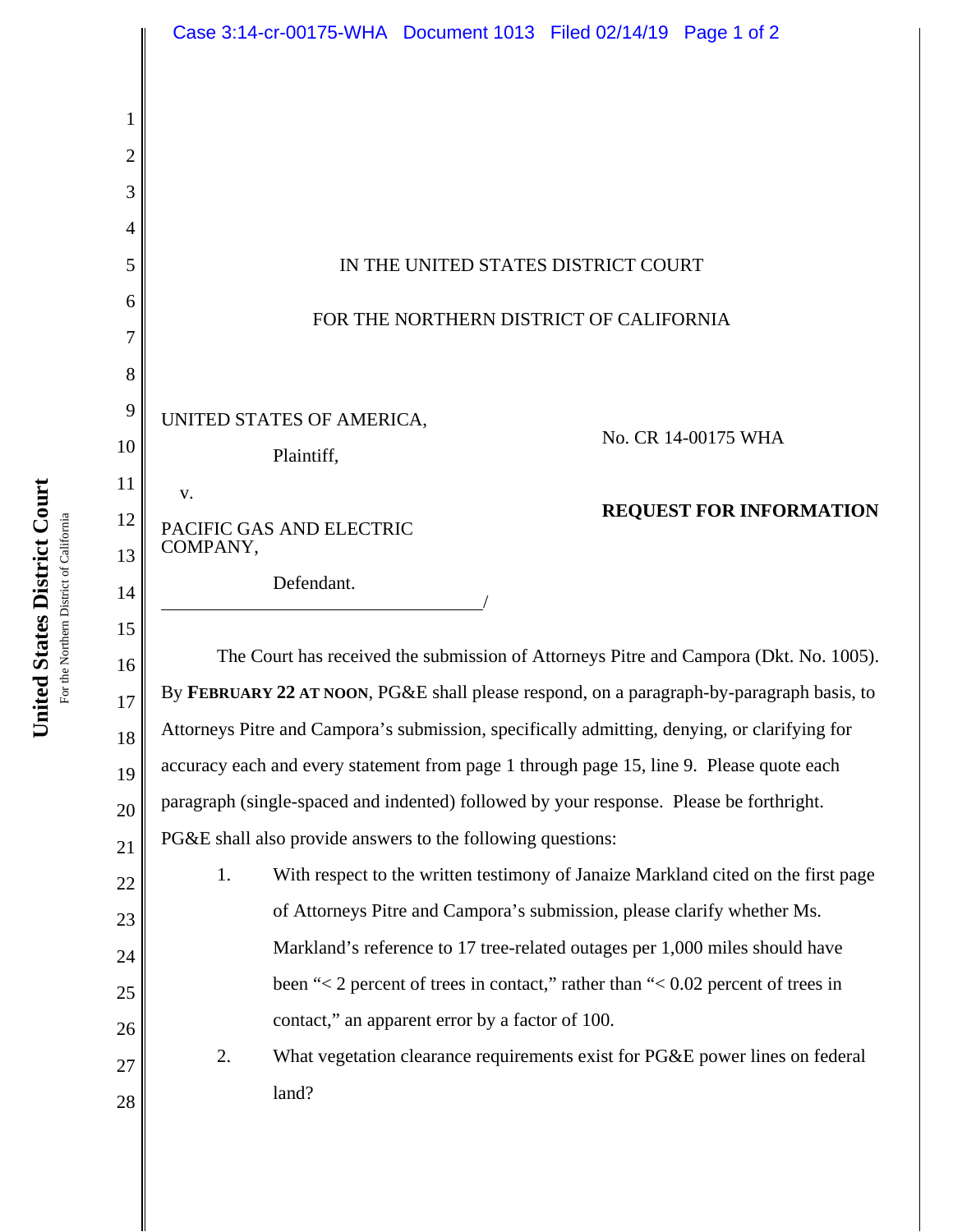IN THE UNITED STATES DISTRICT COURT

FOR THE NORTHERN DISTRICT OF CALIFORNIA

UNITED STATES OF AMERICA,

Plaintiff,

v.

PACIFIC GAS AND ELECTRIC COMPANY,

Defendant.

No. CR 14-00175 WHA

**REQUEST FOR INFORMATION**

The Court has received the submission of Attorneys Pitre and Campora (Dkt. No. 1005). By **FEBRUARY 22 AT NOON**, PG&E shall please respond, on a paragraph-by-paragraph basis, to Attorneys Pitre and Campora's submission, specifically admitting, denying, or clarifying for accuracy each and every statement from page 1 through page 15, line 9. Please quote each paragraph (single-spaced and indented) followed by your response. Please be forthright. PG&E shall also provide answers to the following questions:

1. With respect to the written testimony of Janaize Markland cited on the first page of Attorneys Pitre and Campora's submission, please clarify whether Ms. Markland's reference to 17 tree-related outages per 1,000 miles should have been "< 2 percent of trees in contact," rather than "< 0.02 percent of trees in contact," an apparent error by a factor of 100.

2. What vegetation clearance requirements exist for PG&E power lines on federal land?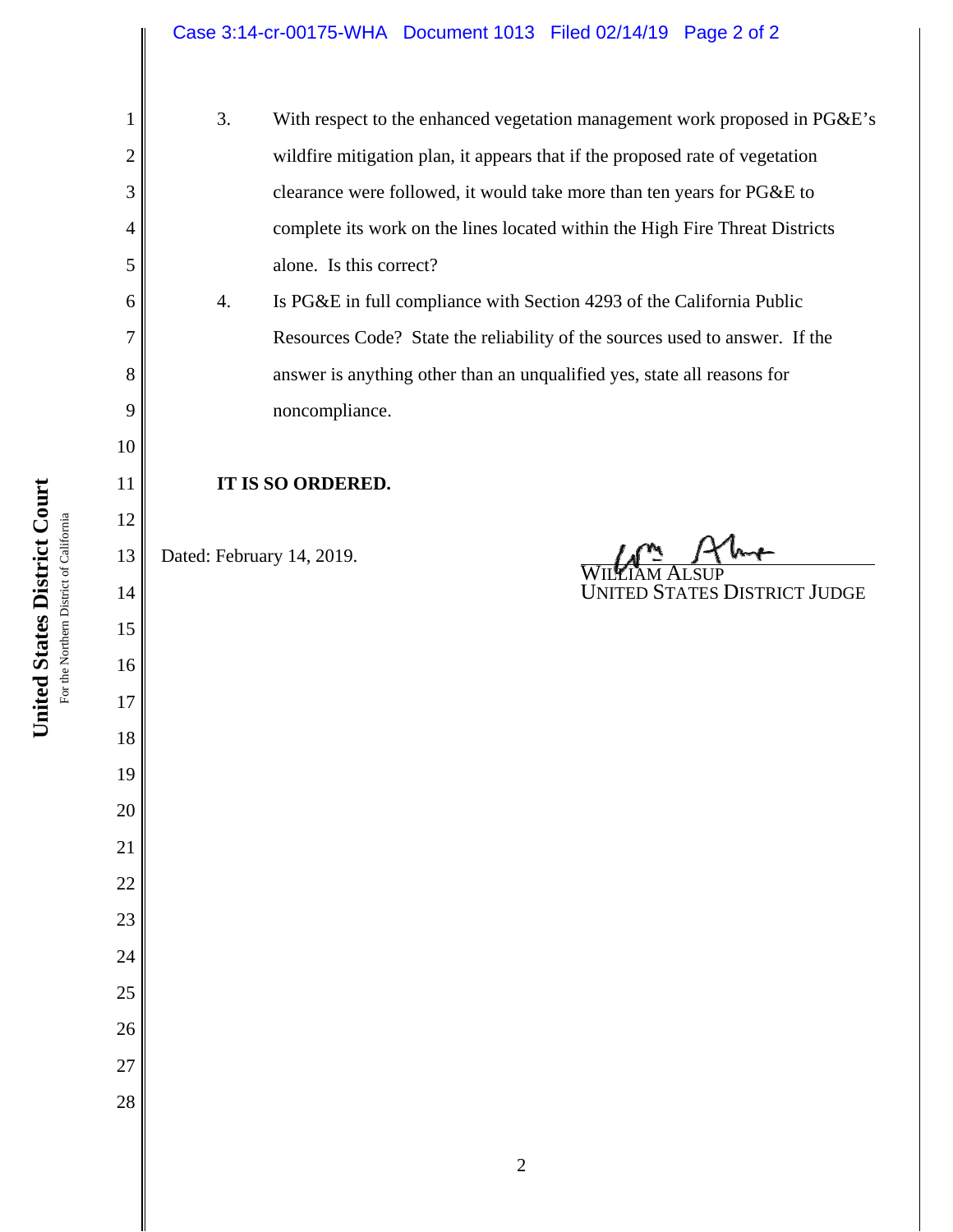3. With respect to the enhanced vegetation management work proposed in PG&E's wildfire mitigation plan, it appears that if the proposed rate of vegetation clearance were followed, it would take more than ten years for PG&E to complete its work on the lines located within the High Fire Threat Districts alone. Is this correct?

4. Is PG&E in full compliance with Section 4293 of the California Public Resources Code? State the reliability of the sources used to answer. If the answer is anything other than an unqualified yes, state all reasons for noncompliance.

**IT IS SO ORDERED.**

Dated: February 14, 2019.

WILLIAM ALSUP
UNITED STATES DISTRICT JUDGE